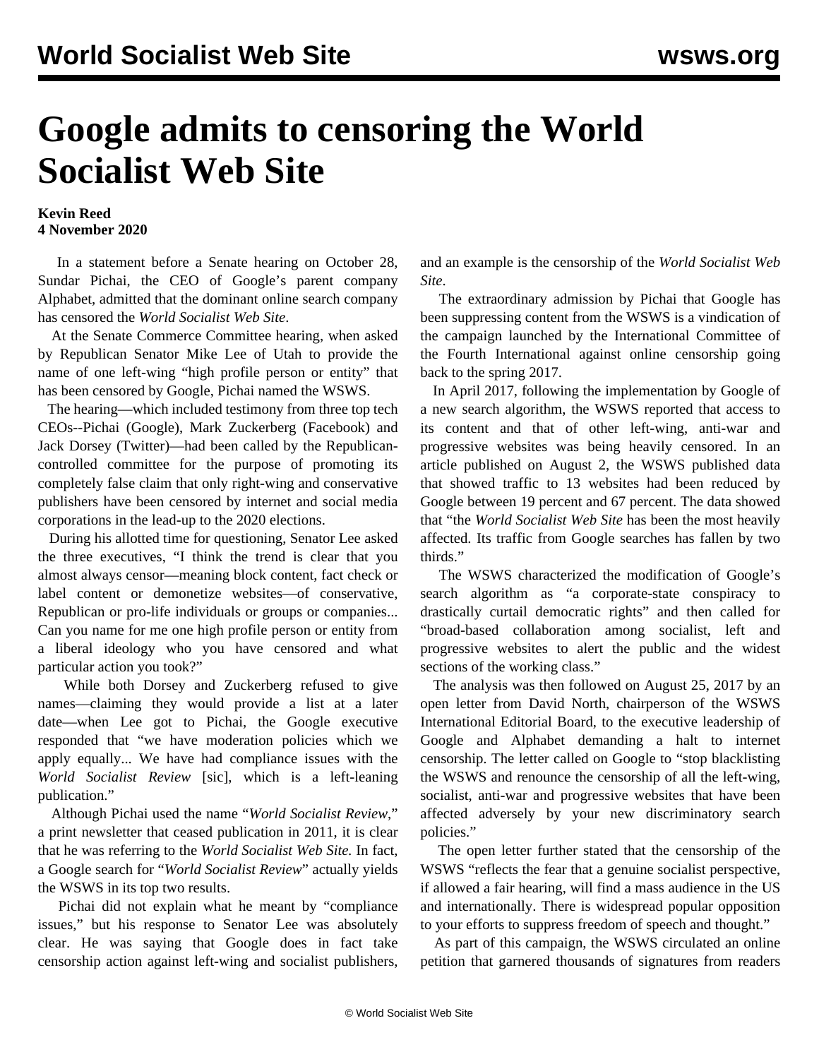# Google admits to censoring the World Socialist Web Site

**Kevin Reed**
**4 November 2020**

In a statement before a Senate hearing on October 28, Sundar Pichai, the CEO of Google's parent company Alphabet, admitted that the dominant online search company has censored the *World Socialist Web Site*.

At the Senate Commerce Committee hearing, when asked by Republican Senator Mike Lee of Utah to provide the name of one left-wing "high profile person or entity" that has been censored by Google, Pichai named the WSWS.

The hearing—which included testimony from three top tech CEOs--Pichai (Google), Mark Zuckerberg (Facebook) and Jack Dorsey (Twitter)—had been called by the Republican-controlled committee for the purpose of promoting its completely false claim that only right-wing and conservative publishers have been censored by internet and social media corporations in the lead-up to the 2020 elections.

During his allotted time for questioning, Senator Lee asked the three executives, "I think the trend is clear that you almost always censor—meaning block content, fact check or label content or demonetize websites—of conservative, Republican or pro-life individuals or groups or companies... Can you name for me one high profile person or entity from a liberal ideology who you have censored and what particular action you took?"

While both Dorsey and Zuckerberg refused to give names—claiming they would provide a list at a later date—when Lee got to Pichai, the Google executive responded that "we have moderation policies which we apply equally... We have had compliance issues with the *World Socialist Review* [sic], which is a left-leaning publication."

Although Pichai used the name "*World Socialist Review*," a print newsletter that ceased publication in 2011, it is clear that he was referring to the *World Socialist Web Site.* In fact, a Google search for "*World Socialist Review*" actually yields the WSWS in its top two results.

Pichai did not explain what he meant by "compliance issues," but his response to Senator Lee was absolutely clear. He was saying that Google does in fact take censorship action against left-wing and socialist publishers, and an example is the censorship of the *World Socialist Web Site*.

The extraordinary admission by Pichai that Google has been suppressing content from the WSWS is a vindication of the campaign launched by the International Committee of the Fourth International against online censorship going back to the spring 2017.

In April 2017, following the implementation by Google of a new search algorithm, the WSWS reported that access to its content and that of other left-wing, anti-war and progressive websites was being heavily censored. In an article published on August 2, the WSWS published data that showed traffic to 13 websites had been reduced by Google between 19 percent and 67 percent. The data showed that "the *World Socialist Web Site* has been the most heavily affected. Its traffic from Google searches has fallen by two thirds."

The WSWS characterized the modification of Google's search algorithm as "a corporate-state conspiracy to drastically curtail democratic rights" and then called for "broad-based collaboration among socialist, left and progressive websites to alert the public and the widest sections of the working class."

The analysis was then followed on August 25, 2017 by an open letter from David North, chairperson of the WSWS International Editorial Board, to the executive leadership of Google and Alphabet demanding a halt to internet censorship. The letter called on Google to "stop blacklisting the WSWS and renounce the censorship of all the left-wing, socialist, anti-war and progressive websites that have been affected adversely by your new discriminatory search policies."

The open letter further stated that the censorship of the WSWS "reflects the fear that a genuine socialist perspective, if allowed a fair hearing, will find a mass audience in the US and internationally. There is widespread popular opposition to your efforts to suppress freedom of speech and thought."

As part of this campaign, the WSWS circulated an online petition that garnered thousands of signatures from readers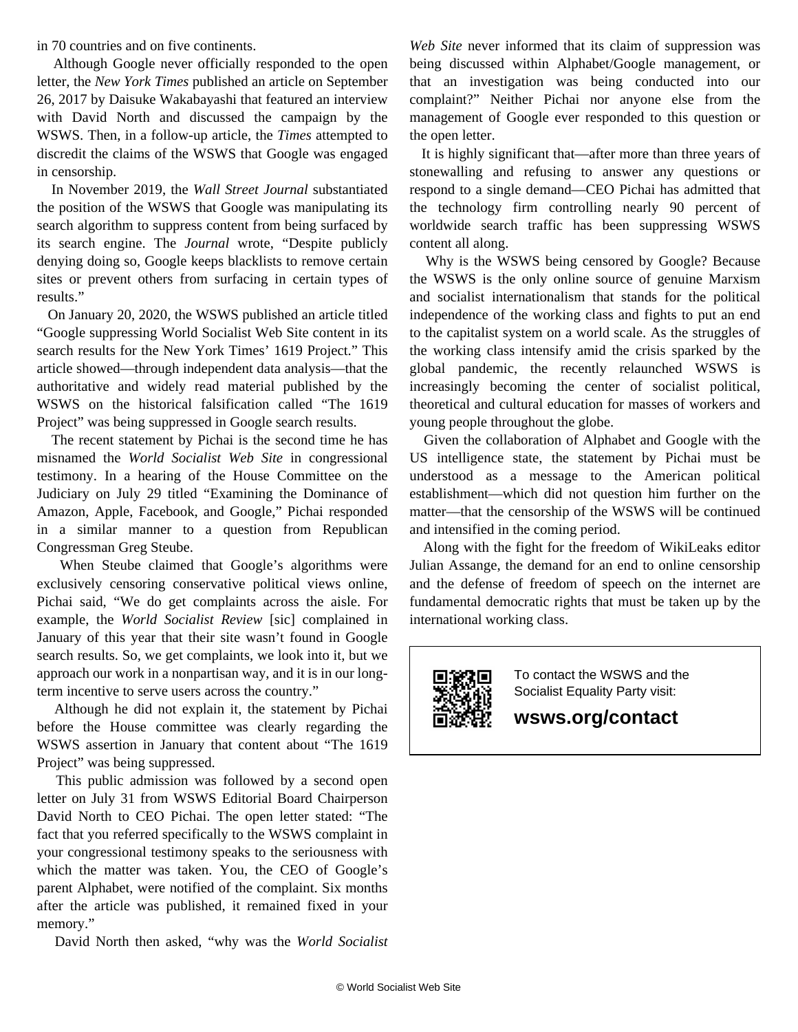in 70 countries and on five continents.

Although Google never officially responded to the open letter, the *New York Times* published an article on September 26, 2017 by Daisuke Wakabayashi that featured an interview with David North and discussed the campaign by the WSWS. Then, in a follow-up article, the *Times* attempted to discredit the claims of the WSWS that Google was engaged in censorship.

In November 2019, the *Wall Street Journal* substantiated the position of the WSWS that Google was manipulating its search algorithm to suppress content from being surfaced by its search engine. The *Journal* wrote, "Despite publicly denying doing so, Google keeps blacklists to remove certain sites or prevent others from surfacing in certain types of results."

On January 20, 2020, the WSWS published an article titled "Google suppressing World Socialist Web Site content in its search results for the New York Times' 1619 Project." This article showed—through independent data analysis—that the authoritative and widely read material published by the WSWS on the historical falsification called "The 1619 Project" was being suppressed in Google search results.

The recent statement by Pichai is the second time he has misnamed the *World Socialist Web Site* in congressional testimony. In a hearing of the House Committee on the Judiciary on July 29 titled "Examining the Dominance of Amazon, Apple, Facebook, and Google," Pichai responded in a similar manner to a question from Republican Congressman Greg Steube.

When Steube claimed that Google's algorithms were exclusively censoring conservative political views online, Pichai said, "We do get complaints across the aisle. For example, the *World Socialist Review* [sic] complained in January of this year that their site wasn't found in Google search results. So, we get complaints, we look into it, but we approach our work in a nonpartisan way, and it is in our long-term incentive to serve users across the country."

Although he did not explain it, the statement by Pichai before the House committee was clearly regarding the WSWS assertion in January that content about "The 1619 Project" was being suppressed.

This public admission was followed by a second open letter on July 31 from WSWS Editorial Board Chairperson David North to CEO Pichai. The open letter stated: "The fact that you referred specifically to the WSWS complaint in your congressional testimony speaks to the seriousness with which the matter was taken. You, the CEO of Google's parent Alphabet, were notified of the complaint. Six months after the article was published, it remained fixed in your memory."

David North then asked, "why was the *World Socialist Web Site* never informed that its claim of suppression was being discussed within Alphabet/Google management, or that an investigation was being conducted into our complaint?" Neither Pichai nor anyone else from the management of Google ever responded to this question or the open letter.

It is highly significant that—after more than three years of stonewalling and refusing to answer any questions or respond to a single demand—CEO Pichai has admitted that the technology firm controlling nearly 90 percent of worldwide search traffic has been suppressing WSWS content all along.

Why is the WSWS being censored by Google? Because the WSWS is the only online source of genuine Marxism and socialist internationalism that stands for the political independence of the working class and fights to put an end to the capitalist system on a world scale. As the struggles of the working class intensify amid the crisis sparked by the global pandemic, the recently relaunched WSWS is increasingly becoming the center of socialist political, theoretical and cultural education for masses of workers and young people throughout the globe.

Given the collaboration of Alphabet and Google with the US intelligence state, the statement by Pichai must be understood as a message to the American political establishment—which did not question him further on the matter—that the censorship of the WSWS will be continued and intensified in the coming period.

Along with the fight for the freedom of WikiLeaks editor Julian Assange, the demand for an end to online censorship and the defense of freedom of speech on the internet are fundamental democratic rights that must be taken up by the international working class.

To contact the WSWS and the Socialist Equality Party visit:

**wsws.org/contact**